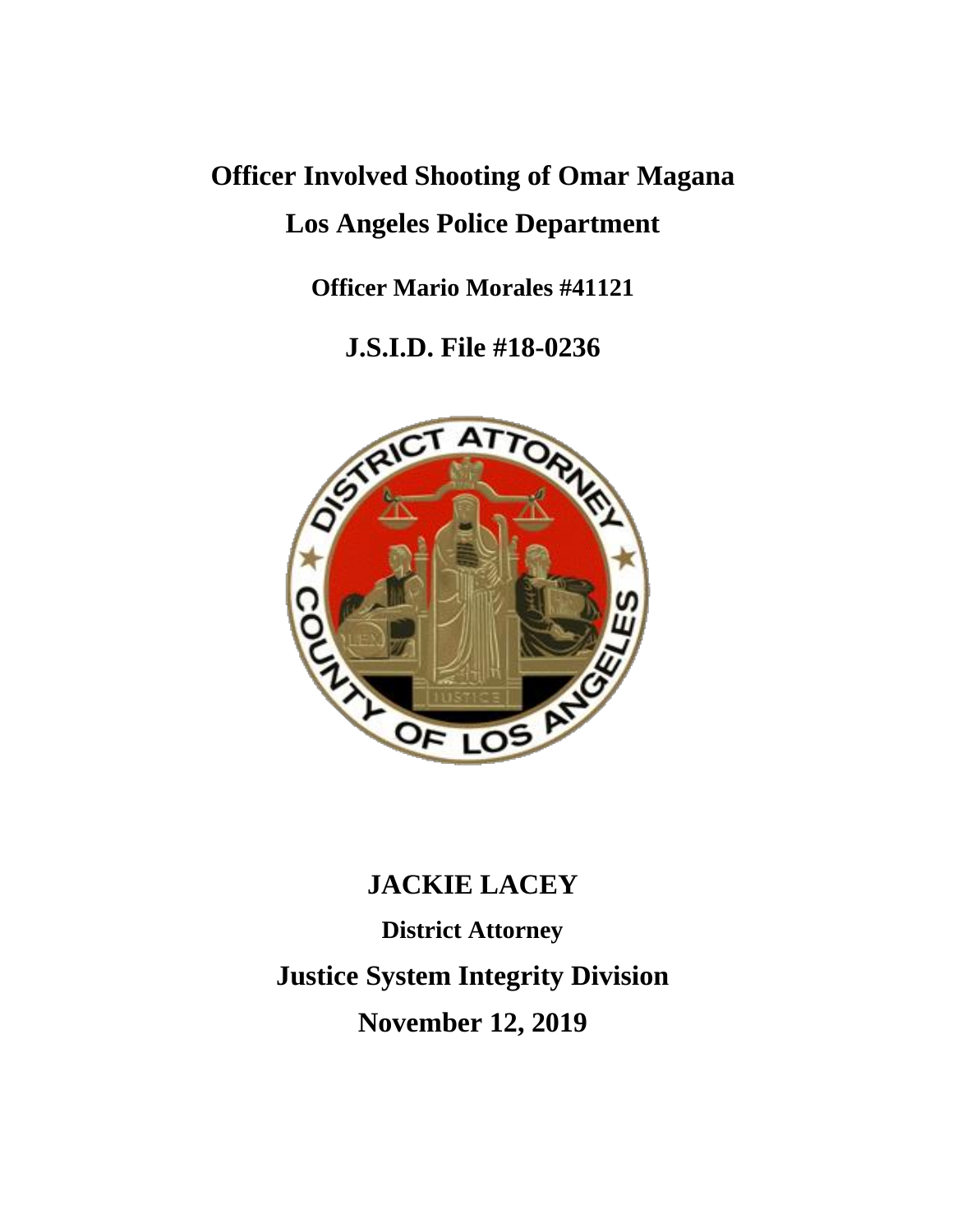# Officer Involved Shooting of Omar Magana

## Los Angeles Police Department

**Officer Mario Morales #41121**

## J.S.I.D. File #18-0236

## JACKIE LACEY

**District Attorney**

## Justice System Integrity Division

## November 12, 2019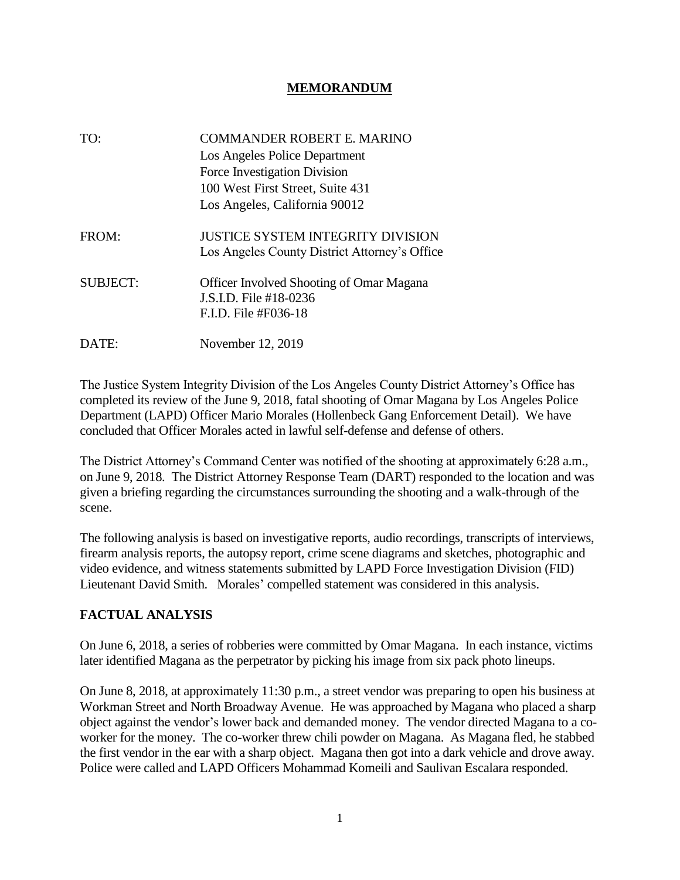# MEMORANDUM

| | |
|---|---|
| TO: | COMMANDER ROBERT E. MARINO<br>Los Angeles Police Department<br>Force Investigation Division<br>100 West First Street, Suite 431<br>Los Angeles, California 90012 |
| FROM: | JUSTICE SYSTEM INTEGRITY DIVISION<br>Los Angeles County District Attorney's Office |
| SUBJECT: | Officer Involved Shooting of Omar Magana<br>J.S.I.D. File #18-0236<br>F.I.D. File #F036-18 |
| DATE: | November 12, 2019 |

The Justice System Integrity Division of the Los Angeles County District Attorney's Office has completed its review of the June 9, 2018, fatal shooting of Omar Magana by Los Angeles Police Department (LAPD) Officer Mario Morales (Hollenbeck Gang Enforcement Detail). We have concluded that Officer Morales acted in lawful self-defense and defense of others.

The District Attorney's Command Center was notified of the shooting at approximately 6:28 a.m., on June 9, 2018. The District Attorney Response Team (DART) responded to the location and was given a briefing regarding the circumstances surrounding the shooting and a walk-through of the scene.

The following analysis is based on investigative reports, audio recordings, transcripts of interviews, firearm analysis reports, the autopsy report, crime scene diagrams and sketches, photographic and video evidence, and witness statements submitted by LAPD Force Investigation Division (FID) Lieutenant David Smith. Morales' compelled statement was considered in this analysis.

## FACTUAL ANALYSIS

On June 6, 2018, a series of robberies were committed by Omar Magana. In each instance, victims later identified Magana as the perpetrator by picking his image from six pack photo lineups.

On June 8, 2018, at approximately 11:30 p.m., a street vendor was preparing to open his business at Workman Street and North Broadway Avenue. He was approached by Magana who placed a sharp object against the vendor's lower back and demanded money. The vendor directed Magana to a co-worker for the money. The co-worker threw chili powder on Magana. As Magana fled, he stabbed the first vendor in the ear with a sharp object. Magana then got into a dark vehicle and drove away. Police were called and LAPD Officers Mohammad Komeili and Saulivan Escalara responded.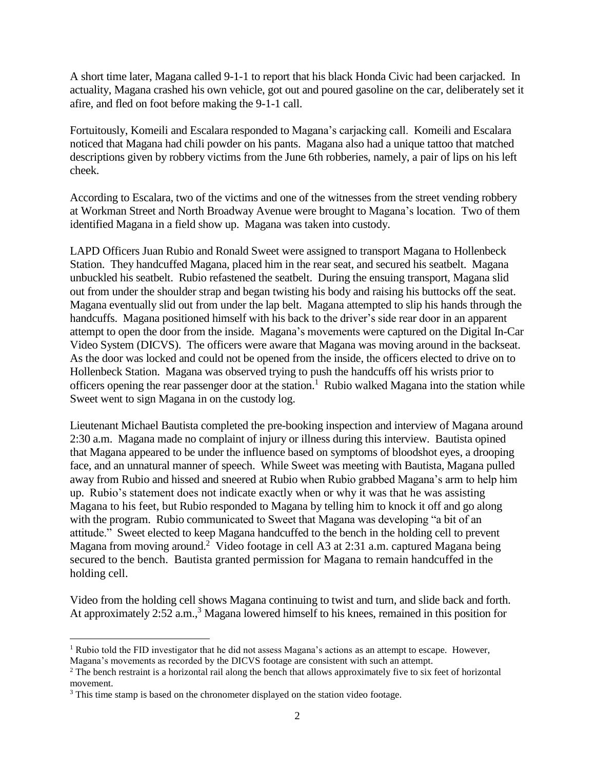A short time later, Magana called 9-1-1 to report that his black Honda Civic had been carjacked. In actuality, Magana crashed his own vehicle, got out and poured gasoline on the car, deliberately set it afire, and fled on foot before making the 9-1-1 call.

Fortuitously, Komeili and Escalara responded to Magana's carjacking call. Komeili and Escalara noticed that Magana had chili powder on his pants. Magana also had a unique tattoo that matched descriptions given by robbery victims from the June 6th robberies, namely, a pair of lips on his left cheek.

According to Escalara, two of the victims and one of the witnesses from the street vending robbery at Workman Street and North Broadway Avenue were brought to Magana's location. Two of them identified Magana in a field show up. Magana was taken into custody.

LAPD Officers Juan Rubio and Ronald Sweet were assigned to transport Magana to Hollenbeck Station. They handcuffed Magana, placed him in the rear seat, and secured his seatbelt. Magana unbuckled his seatbelt. Rubio refastened the seatbelt. During the ensuing transport, Magana slid out from under the shoulder strap and began twisting his body and raising his buttocks off the seat. Magana eventually slid out from under the lap belt. Magana attempted to slip his hands through the handcuffs. Magana positioned himself with his back to the driver's side rear door in an apparent attempt to open the door from the inside. Magana's movements were captured on the Digital In-Car Video System (DICVS). The officers were aware that Magana was moving around in the backseat. As the door was locked and could not be opened from the inside, the officers elected to drive on to Hollenbeck Station. Magana was observed trying to push the handcuffs off his wrists prior to officers opening the rear passenger door at the station.[1] Rubio walked Magana into the station while Sweet went to sign Magana in on the custody log.

Lieutenant Michael Bautista completed the pre-booking inspection and interview of Magana around 2:30 a.m. Magana made no complaint of injury or illness during this interview. Bautista opined that Magana appeared to be under the influence based on symptoms of bloodshot eyes, a drooping face, and an unnatural manner of speech. While Sweet was meeting with Bautista, Magana pulled away from Rubio and hissed and sneered at Rubio when Rubio grabbed Magana's arm to help him up. Rubio's statement does not indicate exactly when or why it was that he was assisting Magana to his feet, but Rubio responded to Magana by telling him to knock it off and go along with the program. Rubio communicated to Sweet that Magana was developing "a bit of an attitude." Sweet elected to keep Magana handcuffed to the bench in the holding cell to prevent Magana from moving around.[2] Video footage in cell A3 at 2:31 a.m. captured Magana being secured to the bench. Bautista granted permission for Magana to remain handcuffed in the holding cell.

Video from the holding cell shows Magana continuing to twist and turn, and slide back and forth. At approximately 2:52 a.m.,[3] Magana lowered himself to his knees, remained in this position for

---

[1] Rubio told the FID investigator that he did not assess Magana's actions as an attempt to escape. However, Magana's movements as recorded by the DICVS footage are consistent with such an attempt.

[2] The bench restraint is a horizontal rail along the bench that allows approximately five to six feet of horizontal movement.

[3] This time stamp is based on the chronometer displayed on the station video footage.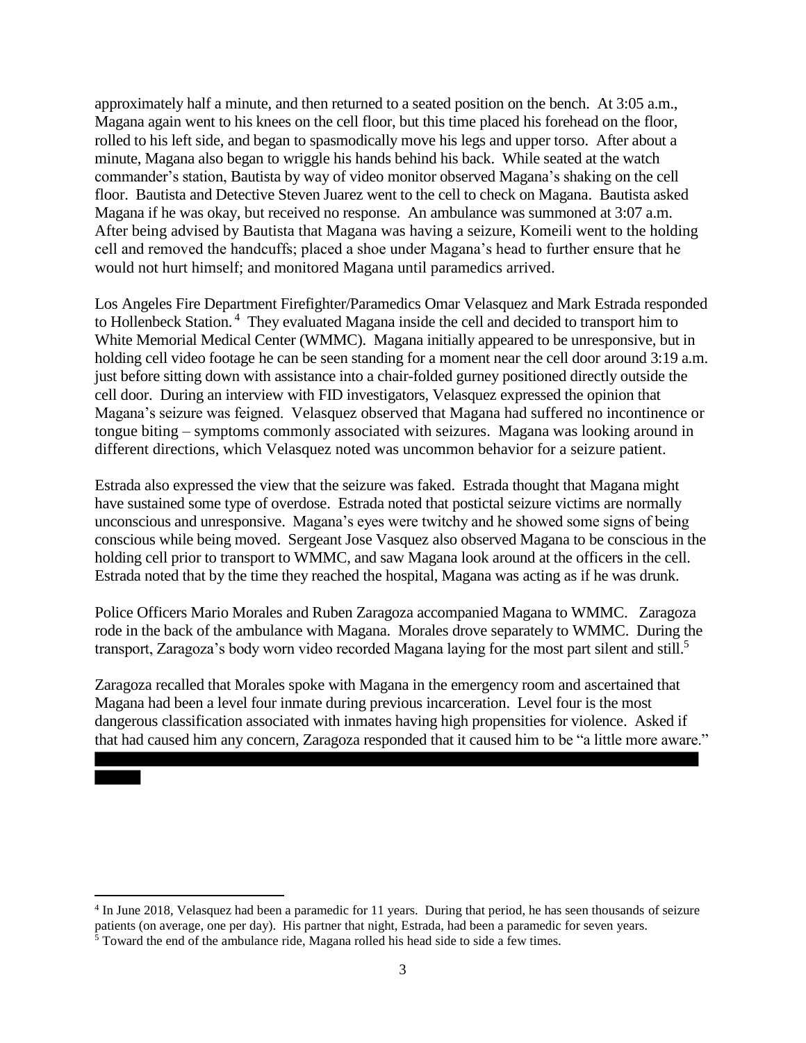approximately half a minute, and then returned to a seated position on the bench. At 3:05 a.m., Magana again went to his knees on the cell floor, but this time placed his forehead on the floor, rolled to his left side, and began to spasmodically move his legs and upper torso. After about a minute, Magana also began to wriggle his hands behind his back. While seated at the watch commander's station, Bautista by way of video monitor observed Magana's shaking on the cell floor. Bautista and Detective Steven Juarez went to the cell to check on Magana. Bautista asked Magana if he was okay, but received no response. An ambulance was summoned at 3:07 a.m. After being advised by Bautista that Magana was having a seizure, Komeili went to the holding cell and removed the handcuffs; placed a shoe under Magana's head to further ensure that he would not hurt himself; and monitored Magana until paramedics arrived.

Los Angeles Fire Department Firefighter/Paramedics Omar Velasquez and Mark Estrada responded to Hollenbeck Station.[4] They evaluated Magana inside the cell and decided to transport him to White Memorial Medical Center (WMMC). Magana initially appeared to be unresponsive, but in holding cell video footage he can be seen standing for a moment near the cell door around 3:19 a.m. just before sitting down with assistance into a chair-folded gurney positioned directly outside the cell door. During an interview with FID investigators, Velasquez expressed the opinion that Magana's seizure was feigned. Velasquez observed that Magana had suffered no incontinence or tongue biting – symptoms commonly associated with seizures. Magana was looking around in different directions, which Velasquez noted was uncommon behavior for a seizure patient.

Estrada also expressed the view that the seizure was faked. Estrada thought that Magana might have sustained some type of overdose. Estrada noted that postictal seizure victims are normally unconscious and unresponsive. Magana's eyes were twitchy and he showed some signs of being conscious while being moved. Sergeant Jose Vasquez also observed Magana to be conscious in the holding cell prior to transport to WMMC, and saw Magana look around at the officers in the cell. Estrada noted that by the time they reached the hospital, Magana was acting as if he was drunk.

Police Officers Mario Morales and Ruben Zaragoza accompanied Magana to WMMC. Zaragoza rode in the back of the ambulance with Magana. Morales drove separately to WMMC. During the transport, Zaragoza's body worn video recorded Magana laying for the most part silent and still.[5]

Zaragoza recalled that Morales spoke with Magana in the emergency room and ascertained that Magana had been a level four inmate during previous incarceration. Level four is the most dangerous classification associated with inmates having high propensities for violence. Asked if that had caused him any concern, Zaragoza responded that it caused him to be "a little more aware."

---

[4] In June 2018, Velasquez had been a paramedic for 11 years. During that period, he has seen thousands of seizure patients (on average, one per day). His partner that night, Estrada, had been a paramedic for seven years.

[5] Toward the end of the ambulance ride, Magana rolled his head side to side a few times.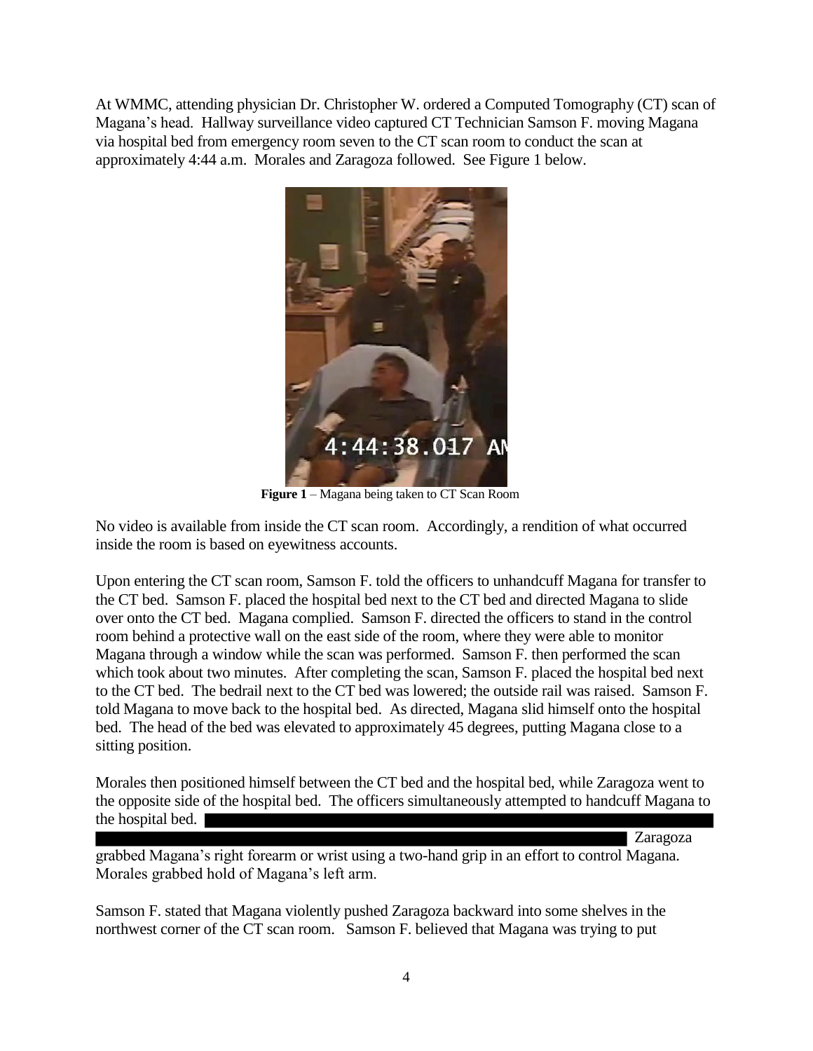At WMMC, attending physician Dr. Christopher W. ordered a Computed Tomography (CT) scan of Magana's head. Hallway surveillance video captured CT Technician Samson F. moving Magana via hospital bed from emergency room seven to the CT scan room to conduct the scan at approximately 4:44 a.m. Morales and Zaragoza followed. See Figure 1 below.

**Figure 1** – Magana being taken to CT Scan Room

No video is available from inside the CT scan room. Accordingly, a rendition of what occurred inside the room is based on eyewitness accounts.

Upon entering the CT scan room, Samson F. told the officers to unhandcuff Magana for transfer to the CT bed. Samson F. placed the hospital bed next to the CT bed and directed Magana to slide over onto the CT bed. Magana complied. Samson F. directed the officers to stand in the control room behind a protective wall on the east side of the room, where they were able to monitor Magana through a window while the scan was performed. Samson F. then performed the scan which took about two minutes. After completing the scan, Samson F. placed the hospital bed next to the CT bed. The bedrail next to the CT bed was lowered; the outside rail was raised. Samson F. told Magana to move back to the hospital bed. As directed, Magana slid himself onto the hospital bed. The head of the bed was elevated to approximately 45 degrees, putting Magana close to a sitting position.

Morales then positioned himself between the CT bed and the hospital bed, while Zaragoza went to the opposite side of the hospital bed. The officers simultaneously attempted to handcuff Magana to the hospital bed. [REDACTED] Zaragoza grabbed Magana's right forearm or wrist using a two-hand grip in an effort to control Magana. Morales grabbed hold of Magana's left arm.

Samson F. stated that Magana violently pushed Zaragoza backward into some shelves in the northwest corner of the CT scan room. Samson F. believed that Magana was trying to put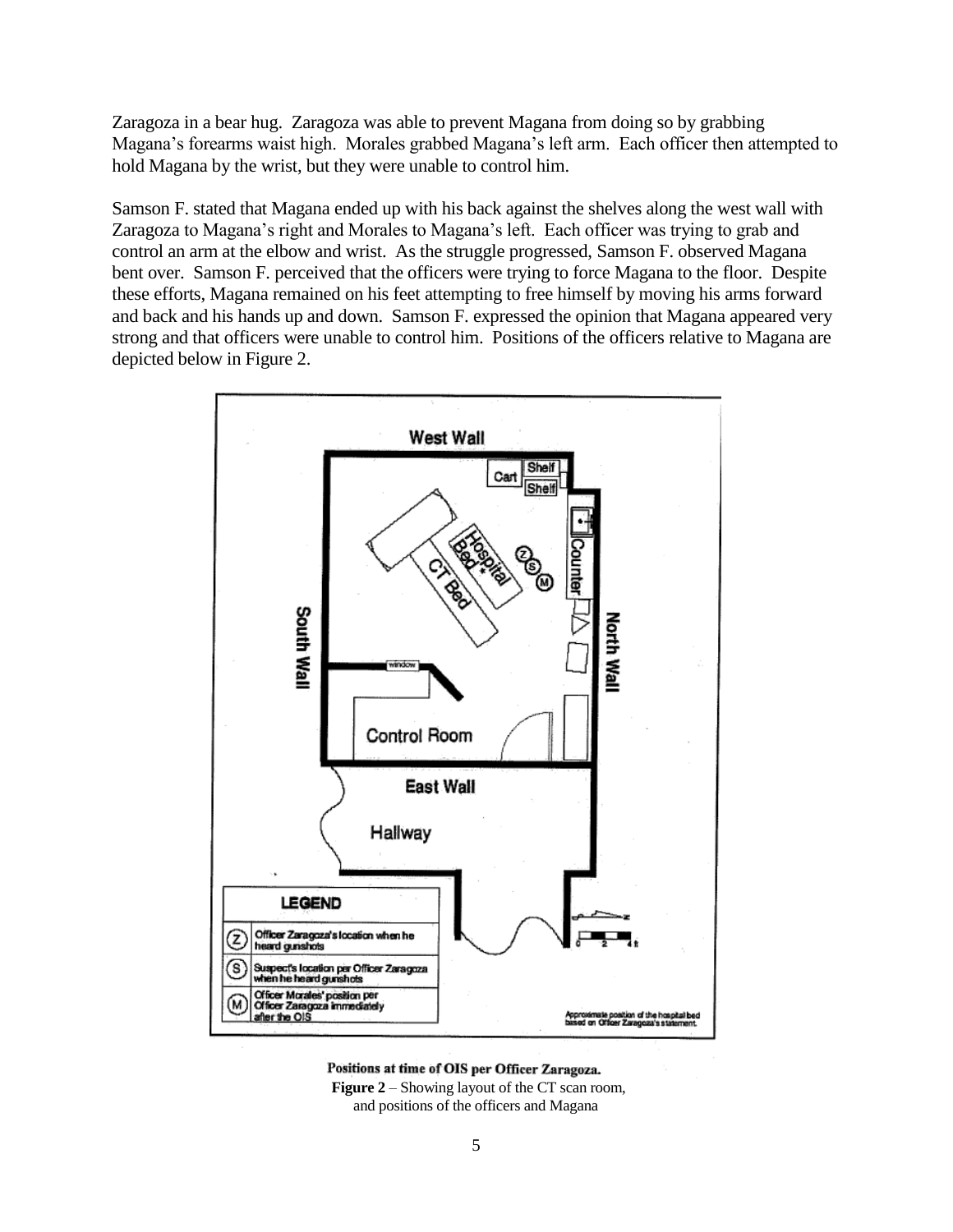Zaragoza in a bear hug. Zaragoza was able to prevent Magana from doing so by grabbing Magana's forearms waist high. Morales grabbed Magana's left arm. Each officer then attempted to hold Magana by the wrist, but they were unable to control him.

Samson F. stated that Magana ended up with his back against the shelves along the west wall with Zaragoza to Magana's right and Morales to Magana's left. Each officer was trying to grab and control an arm at the elbow and wrist. As the struggle progressed, Samson F. observed Magana bent over. Samson F. perceived that the officers were trying to force Magana to the floor. Despite these efforts, Magana remained on his feet attempting to free himself by moving his arms forward and back and his hands up and down. Samson F. expressed the opinion that Magana appeared very strong and that officers were unable to control him. Positions of the officers relative to Magana are depicted below in Figure 2.

Positions at time of OIS per Officer Zaragoza.

**Figure 2** – Showing layout of the CT scan room, and positions of the officers and Magana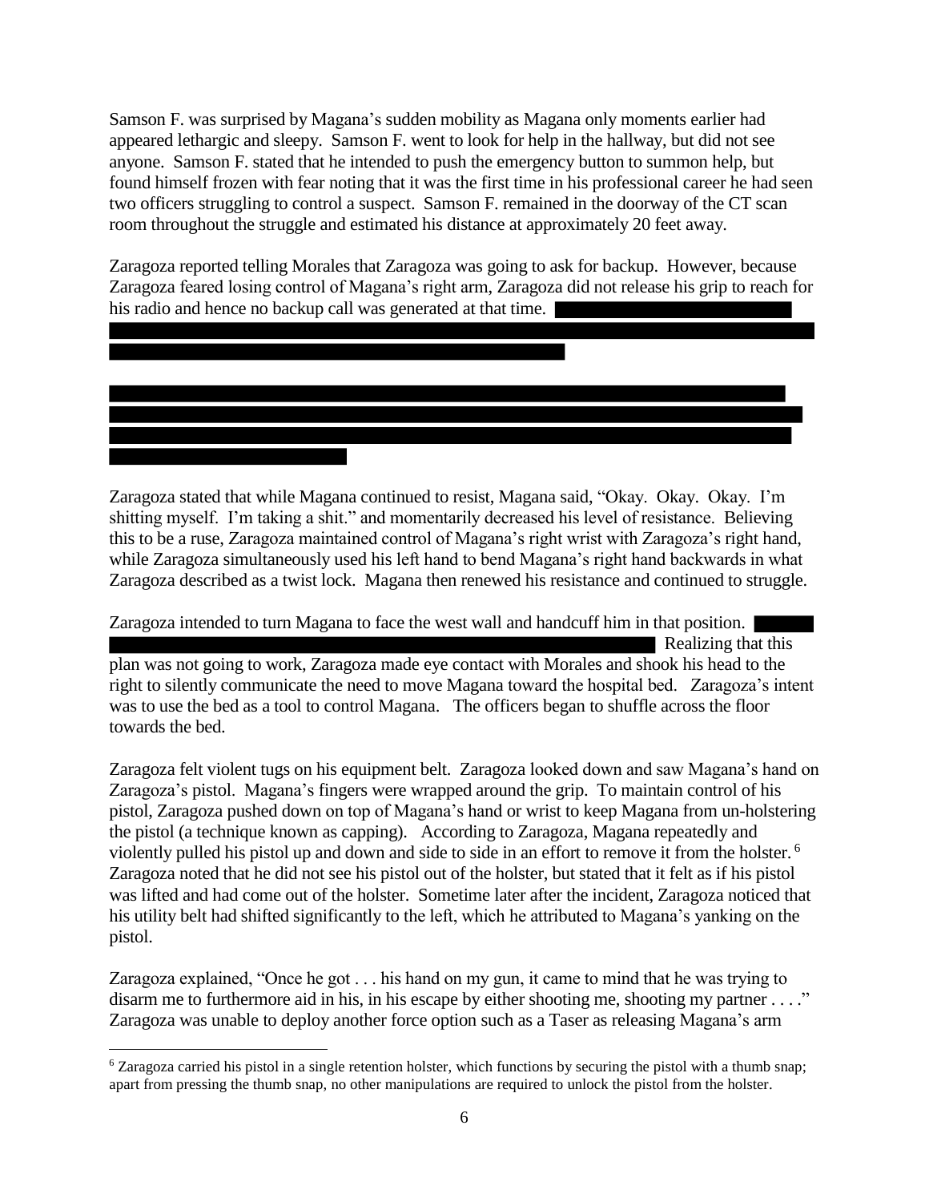Samson F. was surprised by Magana's sudden mobility as Magana only moments earlier had appeared lethargic and sleepy. Samson F. went to look for help in the hallway, but did not see anyone. Samson F. stated that he intended to push the emergency button to summon help, but found himself frozen with fear noting that it was the first time in his professional career he had seen two officers struggling to control a suspect. Samson F. remained in the doorway of the CT scan room throughout the struggle and estimated his distance at approximately 20 feet away.

Zaragoza reported telling Morales that Zaragoza was going to ask for backup. However, because Zaragoza feared losing control of Magana's right arm, Zaragoza did not release his grip to reach for his radio and hence no backup call was generated at that time.

Zaragoza stated that while Magana continued to resist, Magana said, "Okay. Okay. Okay. I'm shitting myself. I'm taking a shit." and momentarily decreased his level of resistance. Believing this to be a ruse, Zaragoza maintained control of Magana's right wrist with Zaragoza's right hand, while Zaragoza simultaneously used his left hand to bend Magana's right hand backwards in what Zaragoza described as a twist lock. Magana then renewed his resistance and continued to struggle.

Zaragoza intended to turn Magana to face the west wall and handcuff him in that position. Realizing that this plan was not going to work, Zaragoza made eye contact with Morales and shook his head to the right to silently communicate the need to move Magana toward the hospital bed. Zaragoza's intent was to use the bed as a tool to control Magana. The officers began to shuffle across the floor towards the bed.

Zaragoza felt violent tugs on his equipment belt. Zaragoza looked down and saw Magana's hand on Zaragoza's pistol. Magana's fingers were wrapped around the grip. To maintain control of his pistol, Zaragoza pushed down on top of Magana's hand or wrist to keep Magana from un-holstering the pistol (a technique known as capping). According to Zaragoza, Magana repeatedly and violently pulled his pistol up and down and side to side in an effort to remove it from the holster.[6] Zaragoza noted that he did not see his pistol out of the holster, but stated that it felt as if his pistol was lifted and had come out of the holster. Sometime later after the incident, Zaragoza noticed that his utility belt had shifted significantly to the left, which he attributed to Magana's yanking on the pistol.

Zaragoza explained, "Once he got . . . his hand on my gun, it came to mind that he was trying to disarm me to furthermore aid in his, in his escape by either shooting me, shooting my partner . . . ." Zaragoza was unable to deploy another force option such as a Taser as releasing Magana's arm

[6] Zaragoza carried his pistol in a single retention holster, which functions by securing the pistol with a thumb snap; apart from pressing the thumb snap, no other manipulations are required to unlock the pistol from the holster.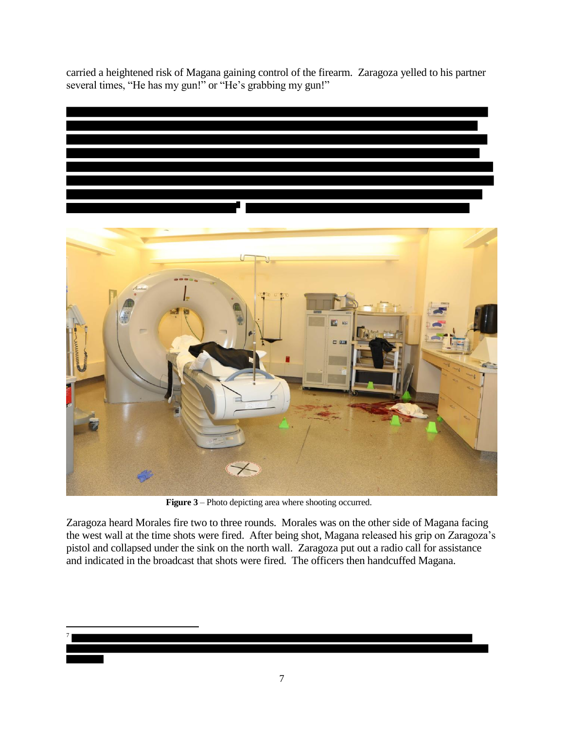carried a heightened risk of Magana gaining control of the firearm. Zaragoza yelled to his partner several times, "He has my gun!" or "He's grabbing my gun!"

**Figure 3** – Photo depicting area where shooting occurred.

Zaragoza heard Morales fire two to three rounds. Morales was on the other side of Magana facing the west wall at the time shots were fired. After being shot, Magana released his grip on Zaragoza's pistol and collapsed under the sink on the north wall. Zaragoza put out a radio call for assistance and indicated in the broadcast that shots were fired. The officers then handcuffed Magana.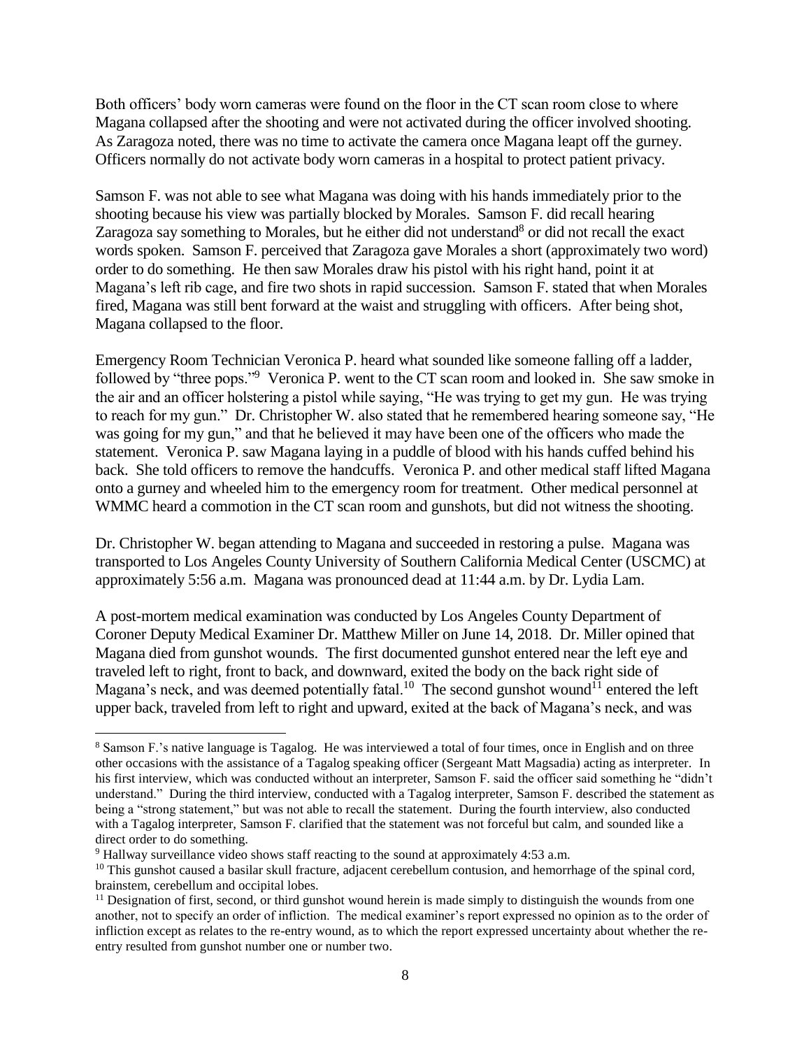Both officers' body worn cameras were found on the floor in the CT scan room close to where Magana collapsed after the shooting and were not activated during the officer involved shooting. As Zaragoza noted, there was no time to activate the camera once Magana leapt off the gurney. Officers normally do not activate body worn cameras in a hospital to protect patient privacy.

Samson F. was not able to see what Magana was doing with his hands immediately prior to the shooting because his view was partially blocked by Morales. Samson F. did recall hearing Zaragoza say something to Morales, but he either did not understand[8] or did not recall the exact words spoken. Samson F. perceived that Zaragoza gave Morales a short (approximately two word) order to do something. He then saw Morales draw his pistol with his right hand, point it at Magana's left rib cage, and fire two shots in rapid succession. Samson F. stated that when Morales fired, Magana was still bent forward at the waist and struggling with officers. After being shot, Magana collapsed to the floor.

Emergency Room Technician Veronica P. heard what sounded like someone falling off a ladder, followed by "three pops."[9] Veronica P. went to the CT scan room and looked in. She saw smoke in the air and an officer holstering a pistol while saying, "He was trying to get my gun. He was trying to reach for my gun." Dr. Christopher W. also stated that he remembered hearing someone say, "He was going for my gun," and that he believed it may have been one of the officers who made the statement. Veronica P. saw Magana laying in a puddle of blood with his hands cuffed behind his back. She told officers to remove the handcuffs. Veronica P. and other medical staff lifted Magana onto a gurney and wheeled him to the emergency room for treatment. Other medical personnel at WMMC heard a commotion in the CT scan room and gunshots, but did not witness the shooting.

Dr. Christopher W. began attending to Magana and succeeded in restoring a pulse. Magana was transported to Los Angeles County University of Southern California Medical Center (USCMC) at approximately 5:56 a.m. Magana was pronounced dead at 11:44 a.m. by Dr. Lydia Lam.

A post-mortem medical examination was conducted by Los Angeles County Department of Coroner Deputy Medical Examiner Dr. Matthew Miller on June 14, 2018. Dr. Miller opined that Magana died from gunshot wounds. The first documented gunshot entered near the left eye and traveled left to right, front to back, and downward, exited the body on the back right side of Magana's neck, and was deemed potentially fatal.[10] The second gunshot wound[11] entered the left upper back, traveled from left to right and upward, exited at the back of Magana's neck, and was

---

[8] Samson F.'s native language is Tagalog. He was interviewed a total of four times, once in English and on three other occasions with the assistance of a Tagalog speaking officer (Sergeant Matt Magsadia) acting as interpreter. In his first interview, which was conducted without an interpreter, Samson F. said the officer said something he "didn't understand." During the third interview, conducted with a Tagalog interpreter, Samson F. described the statement as being a "strong statement," but was not able to recall the statement. During the fourth interview, also conducted with a Tagalog interpreter, Samson F. clarified that the statement was not forceful but calm, and sounded like a direct order to do something.

[9] Hallway surveillance video shows staff reacting to the sound at approximately 4:53 a.m.

[10] This gunshot caused a basilar skull fracture, adjacent cerebellum contusion, and hemorrhage of the spinal cord, brainstem, cerebellum and occipital lobes.

[11] Designation of first, second, or third gunshot wound herein is made simply to distinguish the wounds from one another, not to specify an order of infliction. The medical examiner's report expressed no opinion as to the order of infliction except as relates to the re-entry wound, as to which the report expressed uncertainty about whether the re-entry resulted from gunshot number one or number two.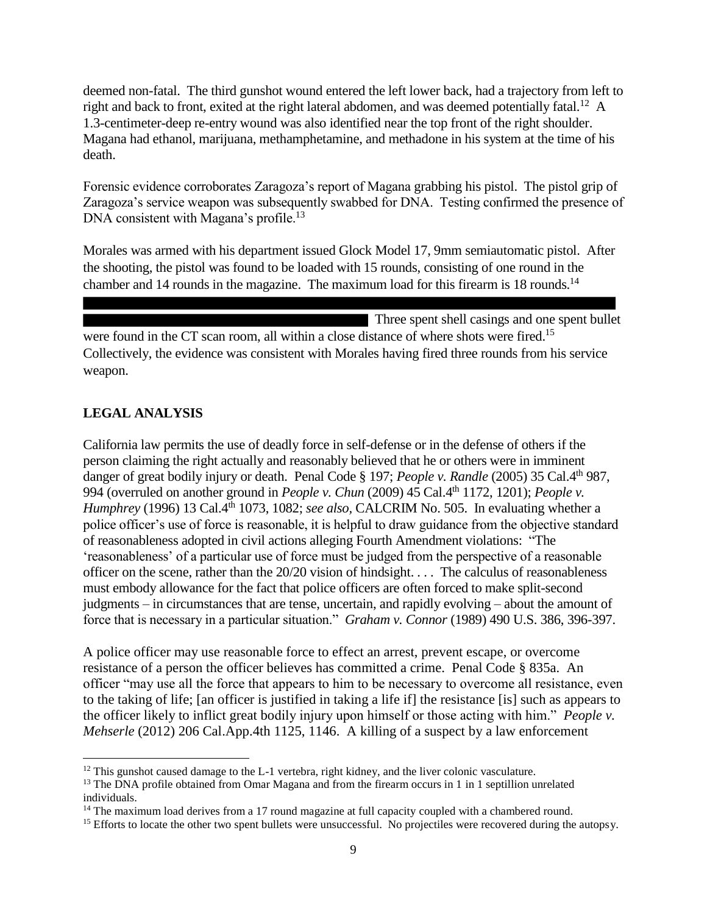deemed non-fatal. The third gunshot wound entered the left lower back, had a trajectory from left to right and back to front, exited at the right lateral abdomen, and was deemed potentially fatal.[12] A 1.3-centimeter-deep re-entry wound was also identified near the top front of the right shoulder. Magana had ethanol, marijuana, methamphetamine, and methadone in his system at the time of his death.

Forensic evidence corroborates Zaragoza's report of Magana grabbing his pistol. The pistol grip of Zaragoza's service weapon was subsequently swabbed for DNA. Testing confirmed the presence of DNA consistent with Magana's profile.[13]

Morales was armed with his department issued Glock Model 17, 9mm semiautomatic pistol. After the shooting, the pistol was found to be loaded with 15 rounds, consisting of one round in the chamber and 14 rounds in the magazine. The maximum load for this firearm is 18 rounds.[14]

[REDACTED] Three spent shell casings and one spent bullet were found in the CT scan room, all within a close distance of where shots were fired.[15] Collectively, the evidence was consistent with Morales having fired three rounds from his service weapon.

## LEGAL ANALYSIS

California law permits the use of deadly force in self-defense or in the defense of others if the person claiming the right actually and reasonably believed that he or others were in imminent danger of great bodily injury or death. Penal Code § 197; *People v. Randle* (2005) 35 Cal.4th 987, 994 (overruled on another ground in *People v. Chun* (2009) 45 Cal.4th 1172, 1201); *People v. Humphrey* (1996) 13 Cal.4th 1073, 1082; *see also*, CALCRIM No. 505. In evaluating whether a police officer's use of force is reasonable, it is helpful to draw guidance from the objective standard of reasonableness adopted in civil actions alleging Fourth Amendment violations: "The 'reasonableness' of a particular use of force must be judged from the perspective of a reasonable officer on the scene, rather than the 20/20 vision of hindsight. . . . The calculus of reasonableness must embody allowance for the fact that police officers are often forced to make split-second judgments – in circumstances that are tense, uncertain, and rapidly evolving – about the amount of force that is necessary in a particular situation." *Graham v. Connor* (1989) 490 U.S. 386, 396-397.

A police officer may use reasonable force to effect an arrest, prevent escape, or overcome resistance of a person the officer believes has committed a crime. Penal Code § 835a. An officer "may use all the force that appears to him to be necessary to overcome all resistance, even to the taking of life; [an officer is justified in taking a life if] the resistance [is] such as appears to the officer likely to inflict great bodily injury upon himself or those acting with him." *People v. Mehserle* (2012) 206 Cal.App.4th 1125, 1146. A killing of a suspect by a law enforcement

---

[12] This gunshot caused damage to the L-1 vertebra, right kidney, and the liver colonic vasculature.

[13] The DNA profile obtained from Omar Magana and from the firearm occurs in 1 in 1 septillion unrelated individuals.

[14] The maximum load derives from a 17 round magazine at full capacity coupled with a chambered round.

[15] Efforts to locate the other two spent bullets were unsuccessful. No projectiles were recovered during the autopsy.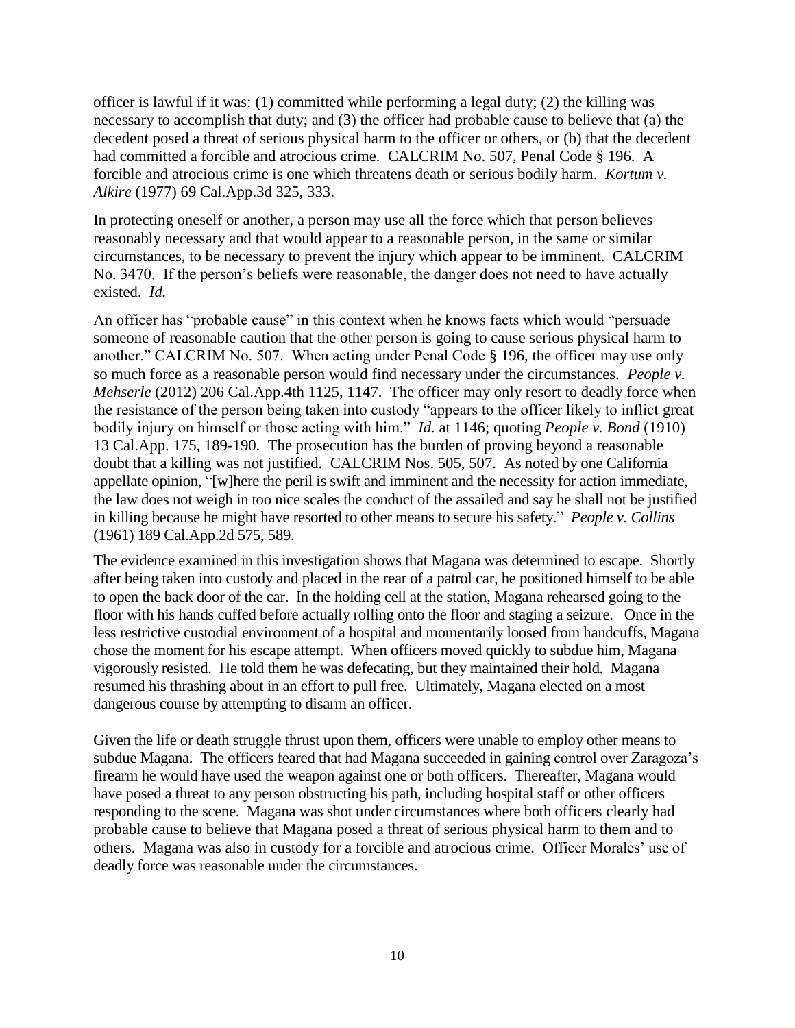officer is lawful if it was: (1) committed while performing a legal duty; (2) the killing was necessary to accomplish that duty; and (3) the officer had probable cause to believe that (a) the decedent posed a threat of serious physical harm to the officer or others, or (b) that the decedent had committed a forcible and atrocious crime. CALCRIM No. 507, Penal Code § 196. A forcible and atrocious crime is one which threatens death or serious bodily harm. *Kortum v. Alkire* (1977) 69 Cal.App.3d 325, 333.

In protecting oneself or another, a person may use all the force which that person believes reasonably necessary and that would appear to a reasonable person, in the same or similar circumstances, to be necessary to prevent the injury which appear to be imminent. CALCRIM No. 3470. If the person's beliefs were reasonable, the danger does not need to have actually existed. *Id.*

An officer has "probable cause" in this context when he knows facts which would "persuade someone of reasonable caution that the other person is going to cause serious physical harm to another." CALCRIM No. 507. When acting under Penal Code § 196, the officer may use only so much force as a reasonable person would find necessary under the circumstances. *People v. Mehserle* (2012) 206 Cal.App.4th 1125, 1147. The officer may only resort to deadly force when the resistance of the person being taken into custody "appears to the officer likely to inflict great bodily injury on himself or those acting with him." *Id.* at 1146; quoting *People v. Bond* (1910) 13 Cal.App. 175, 189-190. The prosecution has the burden of proving beyond a reasonable doubt that a killing was not justified. CALCRIM Nos. 505, 507. As noted by one California appellate opinion, "[w]here the peril is swift and imminent and the necessity for action immediate, the law does not weigh in too nice scales the conduct of the assailed and say he shall not be justified in killing because he might have resorted to other means to secure his safety." *People v. Collins* (1961) 189 Cal.App.2d 575, 589.

The evidence examined in this investigation shows that Magana was determined to escape. Shortly after being taken into custody and placed in the rear of a patrol car, he positioned himself to be able to open the back door of the car. In the holding cell at the station, Magana rehearsed going to the floor with his hands cuffed before actually rolling onto the floor and staging a seizure. Once in the less restrictive custodial environment of a hospital and momentarily loosed from handcuffs, Magana chose the moment for his escape attempt. When officers moved quickly to subdue him, Magana vigorously resisted. He told them he was defecating, but they maintained their hold. Magana resumed his thrashing about in an effort to pull free. Ultimately, Magana elected on a most dangerous course by attempting to disarm an officer.

Given the life or death struggle thrust upon them, officers were unable to employ other means to subdue Magana. The officers feared that had Magana succeeded in gaining control over Zaragoza's firearm he would have used the weapon against one or both officers. Thereafter, Magana would have posed a threat to any person obstructing his path, including hospital staff or other officers responding to the scene. Magana was shot under circumstances where both officers clearly had probable cause to believe that Magana posed a threat of serious physical harm to them and to others. Magana was also in custody for a forcible and atrocious crime. Officer Morales' use of deadly force was reasonable under the circumstances.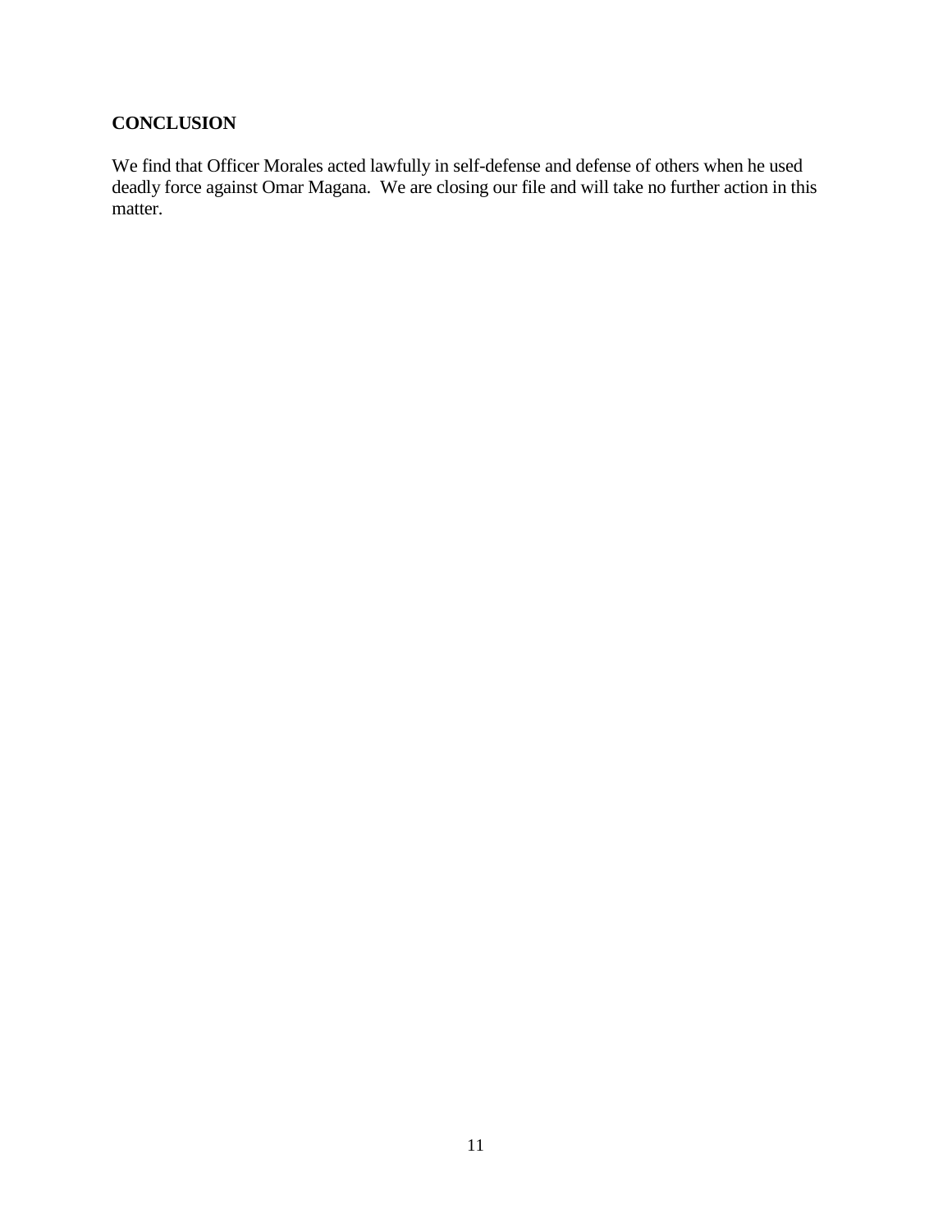## CONCLUSION

We find that Officer Morales acted lawfully in self-defense and defense of others when he used deadly force against Omar Magana. We are closing our file and will take no further action in this matter.